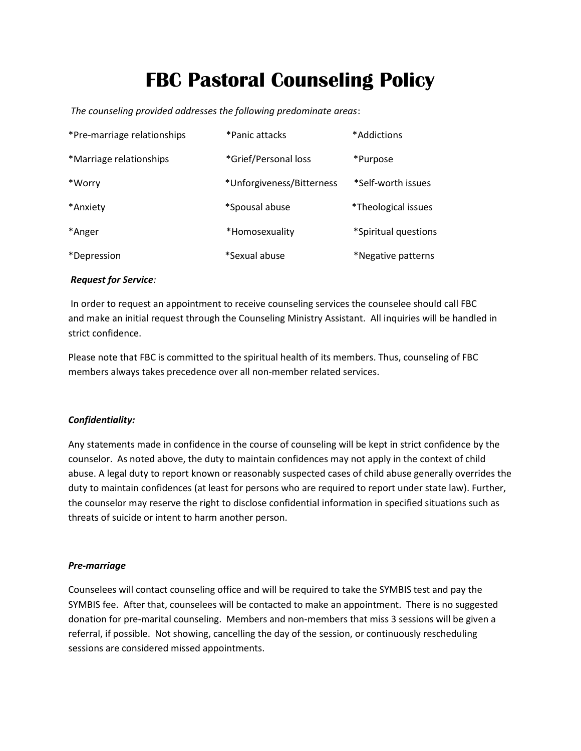# FBC Pastoral Counseling Policy

*The counseling provided addresses the following predominate areas*:

| | | |
|---|---|---|
| *Pre-marriage relationships | *Panic attacks | *Addictions |
| *Marriage relationships | *Grief/Personal loss | *Purpose |
| *Worry | *Unforgiveness/Bitterness | *Self-worth issues |
| *Anxiety | *Spousal abuse | *Theological issues |
| *Anger | *Homosexuality | *Spiritual questions |
| *Depression | *Sexual abuse | *Negative patterns |

***Request for Service***:

In order to request an appointment to receive counseling services the counselee should call FBC and make an initial request through the Counseling Ministry Assistant. All inquiries will be handled in strict confidence.

Please note that FBC is committed to the spiritual health of its members. Thus, counseling of FBC members always takes precedence over all non-member related services.

***Confidentiality:***

Any statements made in confidence in the course of counseling will be kept in strict confidence by the counselor. As noted above, the duty to maintain confidences may not apply in the context of child abuse. A legal duty to report known or reasonably suspected cases of child abuse generally overrides the duty to maintain confidences (at least for persons who are required to report under state law). Further, the counselor may reserve the right to disclose confidential information in specified situations such as threats of suicide or intent to harm another person.

***Pre-marriage***

Counselees will contact counseling office and will be required to take the SYMBIS test and pay the SYMBIS fee. After that, counselees will be contacted to make an appointment. There is no suggested donation for pre-marital counseling. Members and non-members that miss 3 sessions will be given a referral, if possible. Not showing, cancelling the day of the session, or continuously rescheduling sessions are considered missed appointments.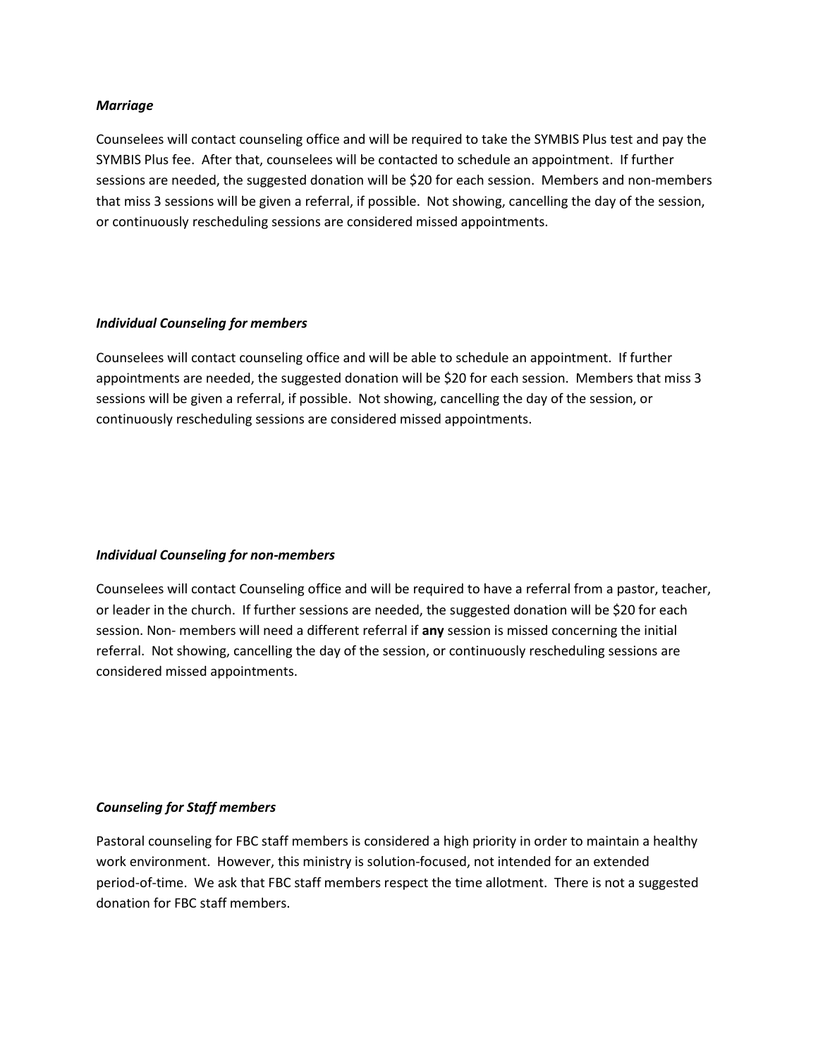***Marriage***

Counselees will contact counseling office and will be required to take the SYMBIS Plus test and pay the SYMBIS Plus fee. After that, counselees will be contacted to schedule an appointment. If further sessions are needed, the suggested donation will be $20 for each session. Members and non-members that miss 3 sessions will be given a referral, if possible. Not showing, cancelling the day of the session, or continuously rescheduling sessions are considered missed appointments.

***Individual Counseling for members***

Counselees will contact counseling office and will be able to schedule an appointment. If further appointments are needed, the suggested donation will be $20 for each session. Members that miss 3 sessions will be given a referral, if possible. Not showing, cancelling the day of the session, or continuously rescheduling sessions are considered missed appointments.

***Individual Counseling for non-members***

Counselees will contact Counseling office and will be required to have a referral from a pastor, teacher, or leader in the church. If further sessions are needed, the suggested donation will be $20 for each session. Non- members will need a different referral if **any** session is missed concerning the initial referral. Not showing, cancelling the day of the session, or continuously rescheduling sessions are considered missed appointments.

***Counseling for Staff members***

Pastoral counseling for FBC staff members is considered a high priority in order to maintain a healthy work environment. However, this ministry is solution-focused, not intended for an extended period-of-time. We ask that FBC staff members respect the time allotment. There is not a suggested donation for FBC staff members.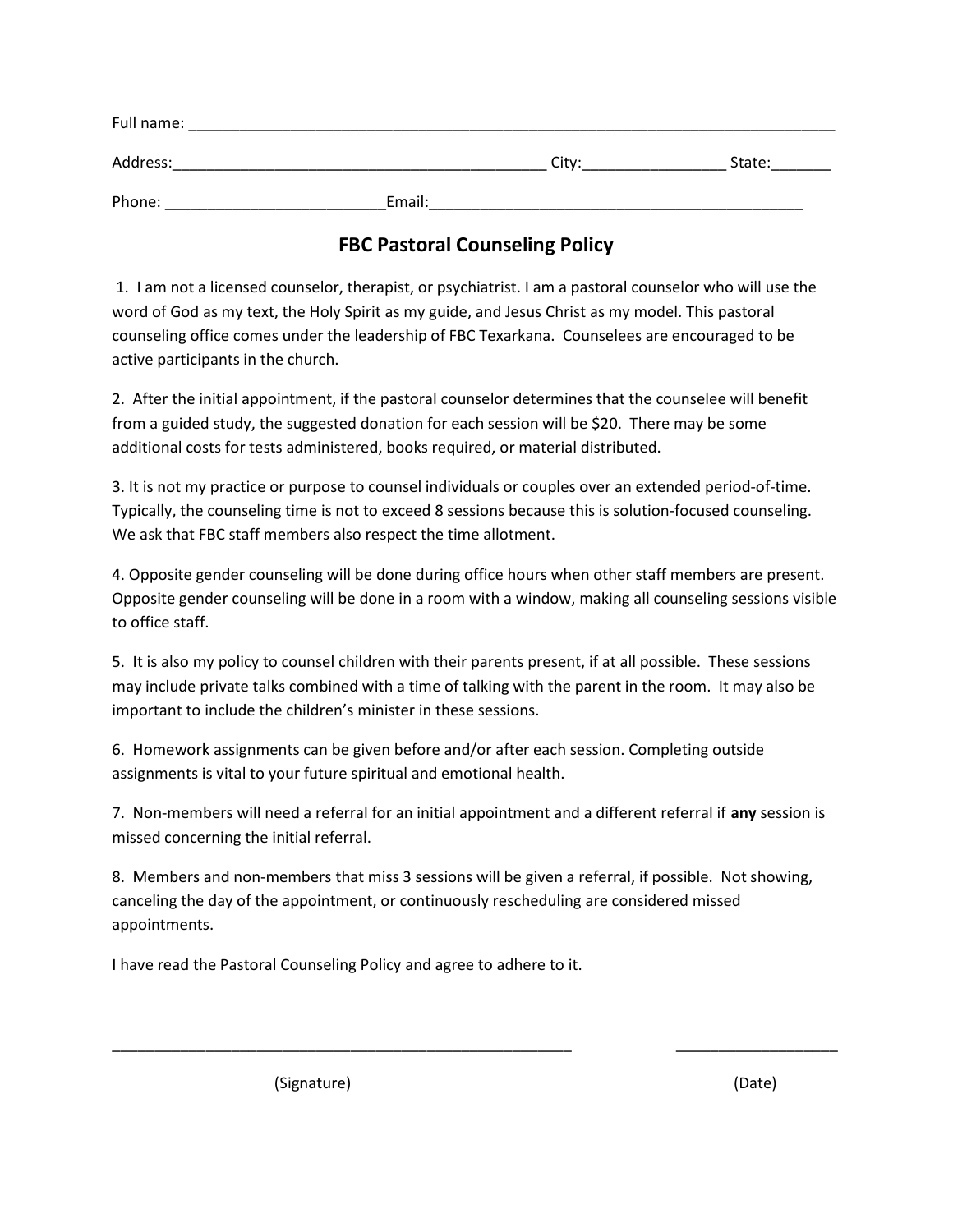Full name: ______________________________________________________________________________

Address:____________________________________________ City:_________________ State:_______

Phone: _________________________Email:_____________________________________________

## FBC Pastoral Counseling Policy

1. I am not a licensed counselor, therapist, or psychiatrist. I am a pastoral counselor who will use the word of God as my text, the Holy Spirit as my guide, and Jesus Christ as my model. This pastoral counseling office comes under the leadership of FBC Texarkana. Counselees are encouraged to be active participants in the church.

2. After the initial appointment, if the pastoral counselor determines that the counselee will benefit from a guided study, the suggested donation for each session will be $20. There may be some additional costs for tests administered, books required, or material distributed.

3. It is not my practice or purpose to counsel individuals or couples over an extended period-of-time. Typically, the counseling time is not to exceed 8 sessions because this is solution-focused counseling. We ask that FBC staff members also respect the time allotment.

4. Opposite gender counseling will be done during office hours when other staff members are present. Opposite gender counseling will be done in a room with a window, making all counseling sessions visible to office staff.

5. It is also my policy to counsel children with their parents present, if at all possible. These sessions may include private talks combined with a time of talking with the parent in the room. It may also be important to include the children's minister in these sessions.

6. Homework assignments can be given before and/or after each session. Completing outside assignments is vital to your future spiritual and emotional health.

7. Non-members will need a referral for an initial appointment and a different referral if **any** session is missed concerning the initial referral.

8. Members and non-members that miss 3 sessions will be given a referral, if possible. Not showing, canceling the day of the appointment, or continuously rescheduling are considered missed appointments.

I have read the Pastoral Counseling Policy and agree to adhere to it.

________________________________________________________ ___________________

(Signature) (Date)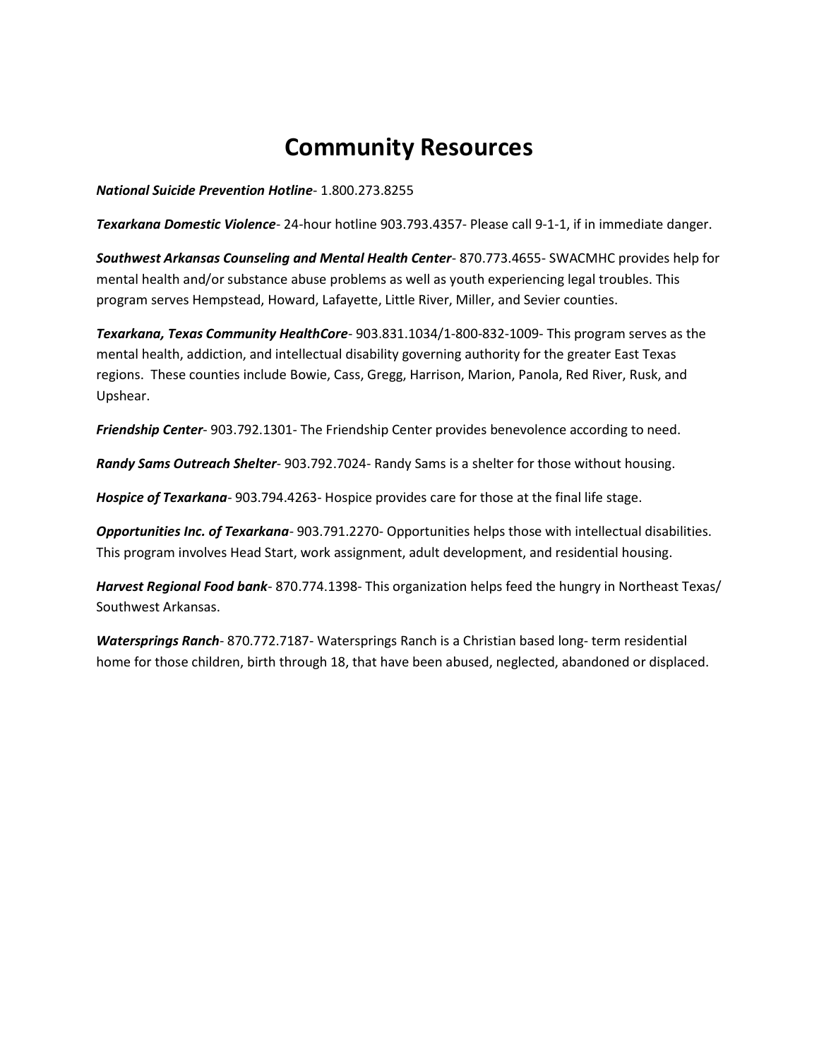# Community Resources

***National Suicide Prevention Hotline***- 1.800.273.8255

***Texarkana Domestic Violence***- 24-hour hotline 903.793.4357- Please call 9-1-1, if in immediate danger.

***Southwest Arkansas Counseling and Mental Health Center***- 870.773.4655- SWACMHC provides help for mental health and/or substance abuse problems as well as youth experiencing legal troubles. This program serves Hempstead, Howard, Lafayette, Little River, Miller, and Sevier counties.

***Texarkana, Texas Community HealthCore***- 903.831.1034/1-800-832-1009- This program serves as the mental health, addiction, and intellectual disability governing authority for the greater East Texas regions. These counties include Bowie, Cass, Gregg, Harrison, Marion, Panola, Red River, Rusk, and Upshear.

***Friendship Center***- 903.792.1301- The Friendship Center provides benevolence according to need.

***Randy Sams Outreach Shelter***- 903.792.7024- Randy Sams is a shelter for those without housing.

***Hospice of Texarkana***- 903.794.4263- Hospice provides care for those at the final life stage.

***Opportunities Inc. of Texarkana***- 903.791.2270- Opportunities helps those with intellectual disabilities. This program involves Head Start, work assignment, adult development, and residential housing.

***Harvest Regional Food bank***- 870.774.1398- This organization helps feed the hungry in Northeast Texas/ Southwest Arkansas.

***Watersprings Ranch***- 870.772.7187- Watersprings Ranch is a Christian based long- term residential home for those children, birth through 18, that have been abused, neglected, abandoned or displaced.